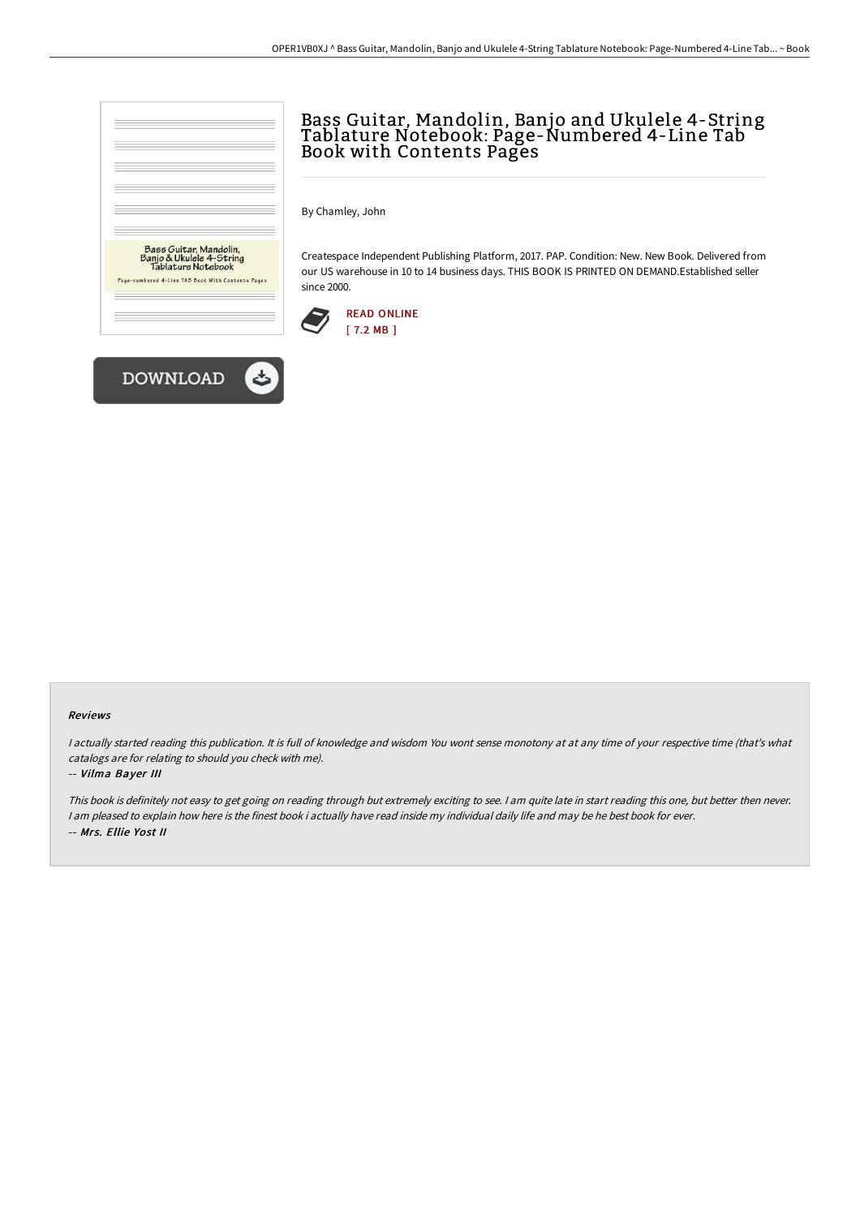# Bass Guitar, Mandolin, Banjo and Ukulele 4-String Tablature Notebook: Page-Numbered 4-Line Tab Book with Contents Pages

By Chamley, John

Createspace Independent Publishing Platform, 2017. PAP. Condition: New. New Book. Delivered from our US warehouse in 10 to 14 business days. THIS BOOK IS PRINTED ON DEMAND.Established seller since 2000.

READ ONLINE
[ 7.2 MB ]

DOWNLOAD

#### Reviews

*I actually started reading this publication. It is full of knowledge and wisdom You wont sense monotony at at any time of your respective time (that's what catalogs are for relating to should you check with me).*

-- *Vilma Bayer III*

*This book is definitely not easy to get going on reading through but extremely exciting to see. I am quite late in start reading this one, but better then never. I am pleased to explain how here is the finest book i actually have read inside my individual daily life and may be he best book for ever.*

-- *Mrs. Ellie Yost II*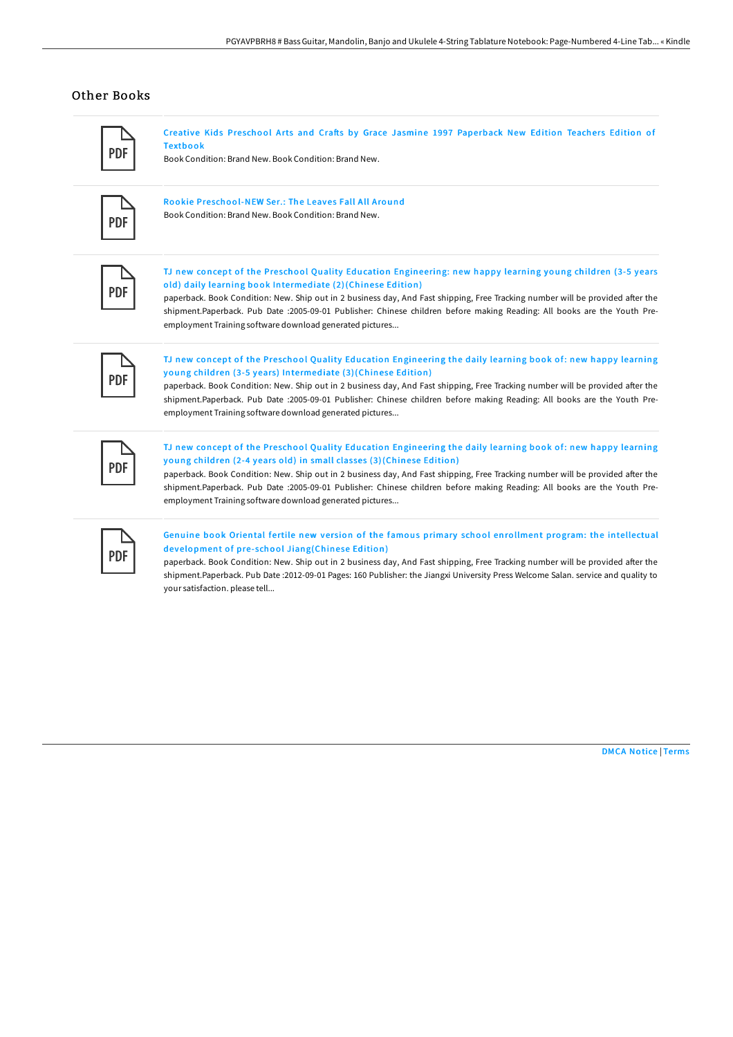## Other Books

**Creative Kids Preschool Arts and Crafts by Grace Jasmine 1997 Paperback New Edition Teachers Edition of Textbook**

Book Condition: Brand New. Book Condition: Brand New.

**Rookie Preschool-NEW Ser.: The Leaves Fall All Around**

Book Condition: Brand New. Book Condition: Brand New.

**TJ new concept of the Preschool Quality Education Engineering: new happy learning young children (3-5 years old) daily learning book Intermediate (2)(Chinese Edition)**

paperback. Book Condition: New. Ship out in 2 business day, And Fast shipping, Free Tracking number will be provided after the shipment.Paperback. Pub Date :2005-09-01 Publisher: Chinese children before making Reading: All books are the Youth Pre-employment Training software download generated pictures...

**TJ new concept of the Preschool Quality Education Engineering the daily learning book of: new happy learning young children (3-5 years) Intermediate (3)(Chinese Edition)**

paperback. Book Condition: New. Ship out in 2 business day, And Fast shipping, Free Tracking number will be provided after the shipment.Paperback. Pub Date :2005-09-01 Publisher: Chinese children before making Reading: All books are the Youth Pre-employment Training software download generated pictures...

**TJ new concept of the Preschool Quality Education Engineering the daily learning book of: new happy learning young children (2-4 years old) in small classes (3)(Chinese Edition)**

paperback. Book Condition: New. Ship out in 2 business day, And Fast shipping, Free Tracking number will be provided after the shipment.Paperback. Pub Date :2005-09-01 Publisher: Chinese children before making Reading: All books are the Youth Pre-employment Training software download generated pictures...

**Genuine book Oriental fertile new version of the famous primary school enrollment program: the intellectual development of pre-school Jiang(Chinese Edition)**

paperback. Book Condition: New. Ship out in 2 business day, And Fast shipping, Free Tracking number will be provided after the shipment.Paperback. Pub Date :2012-09-01 Pages: 160 Publisher: the Jiangxi University Press Welcome Salan. service and quality to your satisfaction. please tell...

DMCA Notice | Terms